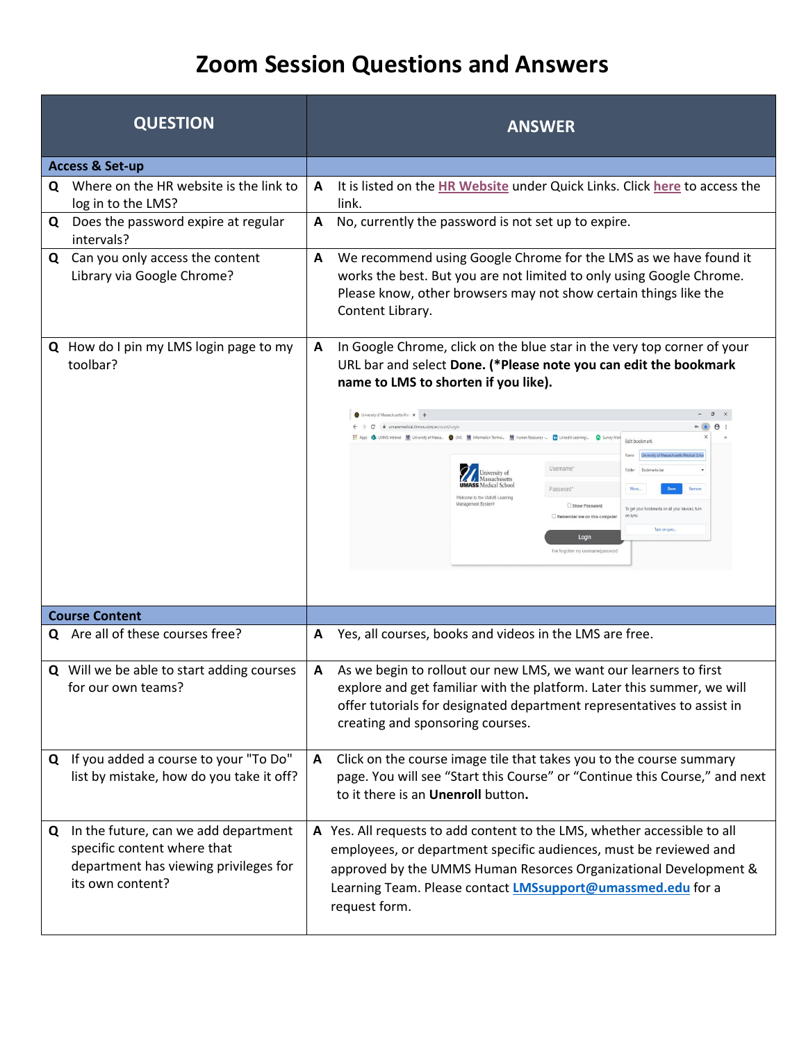# Zoom Session Questions and Answers

| QUESTION | ANSWER |
|---|---|
| **Access & Set-up** | |
| **Q** Where on the HR website is the link to log in to the LMS? | **A** It is listed on the HR Website under Quick Links. Click here to access the link. |
| **Q** Does the password expire at regular intervals? | **A** No, currently the password is not set up to expire. |
| **Q** Can you only access the content Library via Google Chrome? | **A** We recommend using Google Chrome for the LMS as we have found it works the best. But you are not limited to only using Google Chrome. Please know, other browsers may not show certain things like the Content Library. |
| **Q** How do I pin my LMS login page to my toolbar? | **A** In Google Chrome, click on the blue star in the very top corner of your URL bar and select **Done. (*Please note you can edit the bookmark name to LMS to shorten if you like).** |
| **Course Content** | |
| **Q** Are all of these courses free? | **A** Yes, all courses, books and videos in the LMS are free. |
| **Q** Will we be able to start adding courses for our own teams? | **A** As we begin to rollout our new LMS, we want our learners to first explore and get familiar with the platform. Later this summer, we will offer tutorials for designated department representatives to assist in creating and sponsoring courses. |
| **Q** If you added a course to your "To Do" list by mistake, how do you take it off? | **A** Click on the course image tile that takes you to the course summary page. You will see "Start this Course" or "Continue this Course," and next to it there is an **Unenroll** button**.** |
| **Q** In the future, can we add department specific content where that department has viewing privileges for its own content? | **A** Yes. All requests to add content to the LMS, whether accessible to all employees, or department specific audiences, must be reviewed and approved by the UMMS Human Resorces Organizational Development & Learning Team. Please contact LMSsupport@umassmed.edu for a request form. |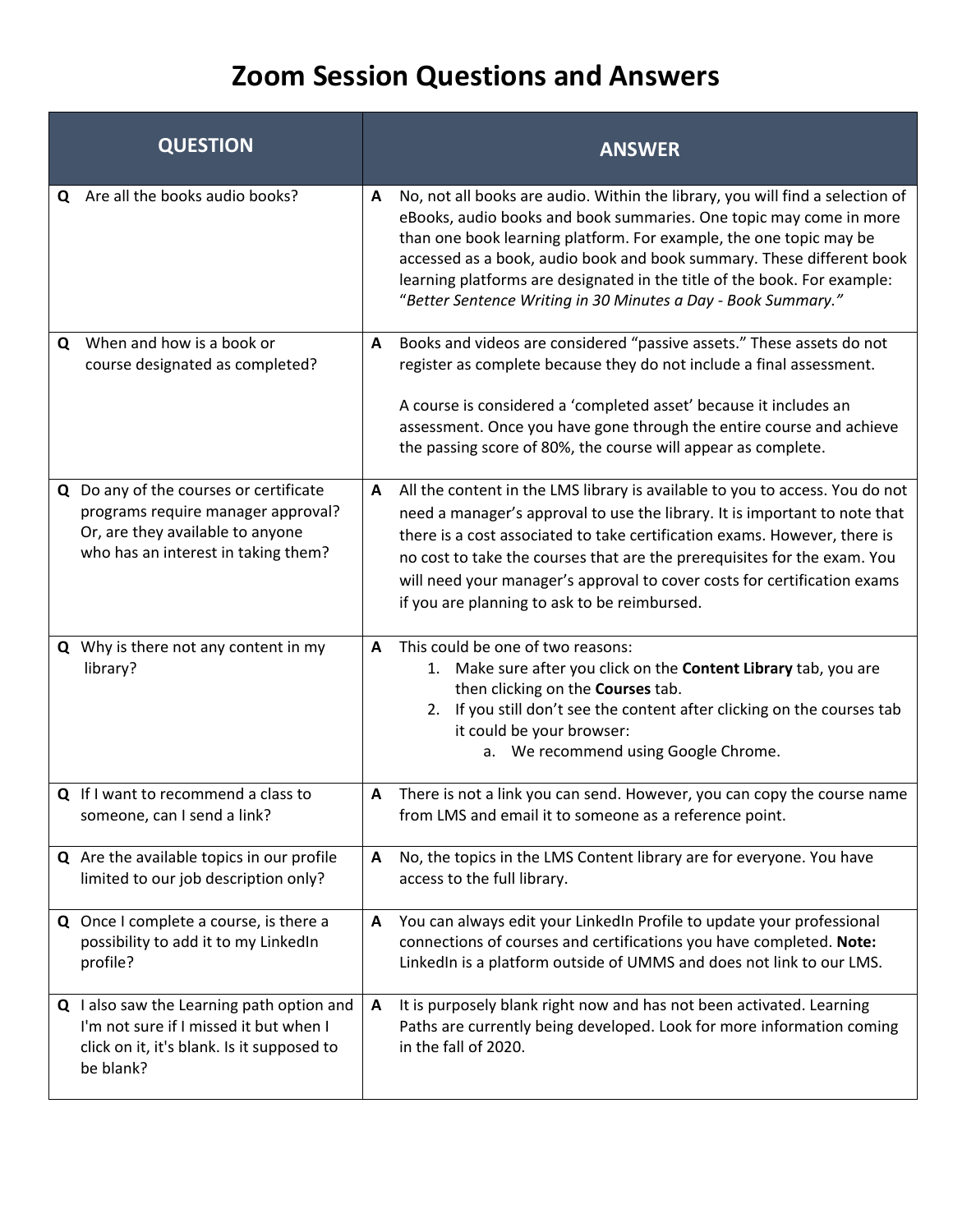# Zoom Session Questions and Answers

| QUESTION | ANSWER |
|---|---|
| **Q** Are all the books audio books? | **A** No, not all books are audio. Within the library, you will find a selection of eBooks, audio books and book summaries. One topic may come in more than one book learning platform. For example, the one topic may be accessed as a book, audio book and book summary. These different book learning platforms are designated in the title of the book. For example: "*Better Sentence Writing in 30 Minutes a Day - Book Summary.*" |
| **Q** When and how is a book or course designated as completed? | **A** Books and videos are considered "passive assets." These assets do not register as complete because they do not include a final assessment.<br><br>A course is considered a 'completed asset' because it includes an assessment. Once you have gone through the entire course and achieve the passing score of 80%, the course will appear as complete. |
| **Q** Do any of the courses or certificate programs require manager approval? Or, are they available to anyone who has an interest in taking them? | **A** All the content in the LMS library is available to you to access. You do not need a manager's approval to use the library. It is important to note that there is a cost associated to take certification exams. However, there is no cost to take the courses that are the prerequisites for the exam. You will need your manager's approval to cover costs for certification exams if you are planning to ask to be reimbursed. |
| **Q** Why is there not any content in my library? | **A** This could be one of two reasons:<br>1. Make sure after you click on the **Content Library** tab, you are then clicking on the **Courses** tab.<br>2. If you still don't see the content after clicking on the courses tab it could be your browser:<br>&nbsp;&nbsp;&nbsp;&nbsp;a. We recommend using Google Chrome. |
| **Q** If I want to recommend a class to someone, can I send a link? | **A** There is not a link you can send. However, you can copy the course name from LMS and email it to someone as a reference point. |
| **Q** Are the available topics in our profile limited to our job description only? | **A** No, the topics in the LMS Content library are for everyone. You have access to the full library. |
| **Q** Once I complete a course, is there a possibility to add it to my LinkedIn profile? | **A** You can always edit your LinkedIn Profile to update your professional connections of courses and certifications you have completed. **Note:** LinkedIn is a platform outside of UMMS and does not link to our LMS. |
| **Q** I also saw the Learning path option and I'm not sure if I missed it but when I click on it, it's blank. Is it supposed to be blank? | **A** It is purposely blank right now and has not been activated. Learning Paths are currently being developed. Look for more information coming in the fall of 2020. |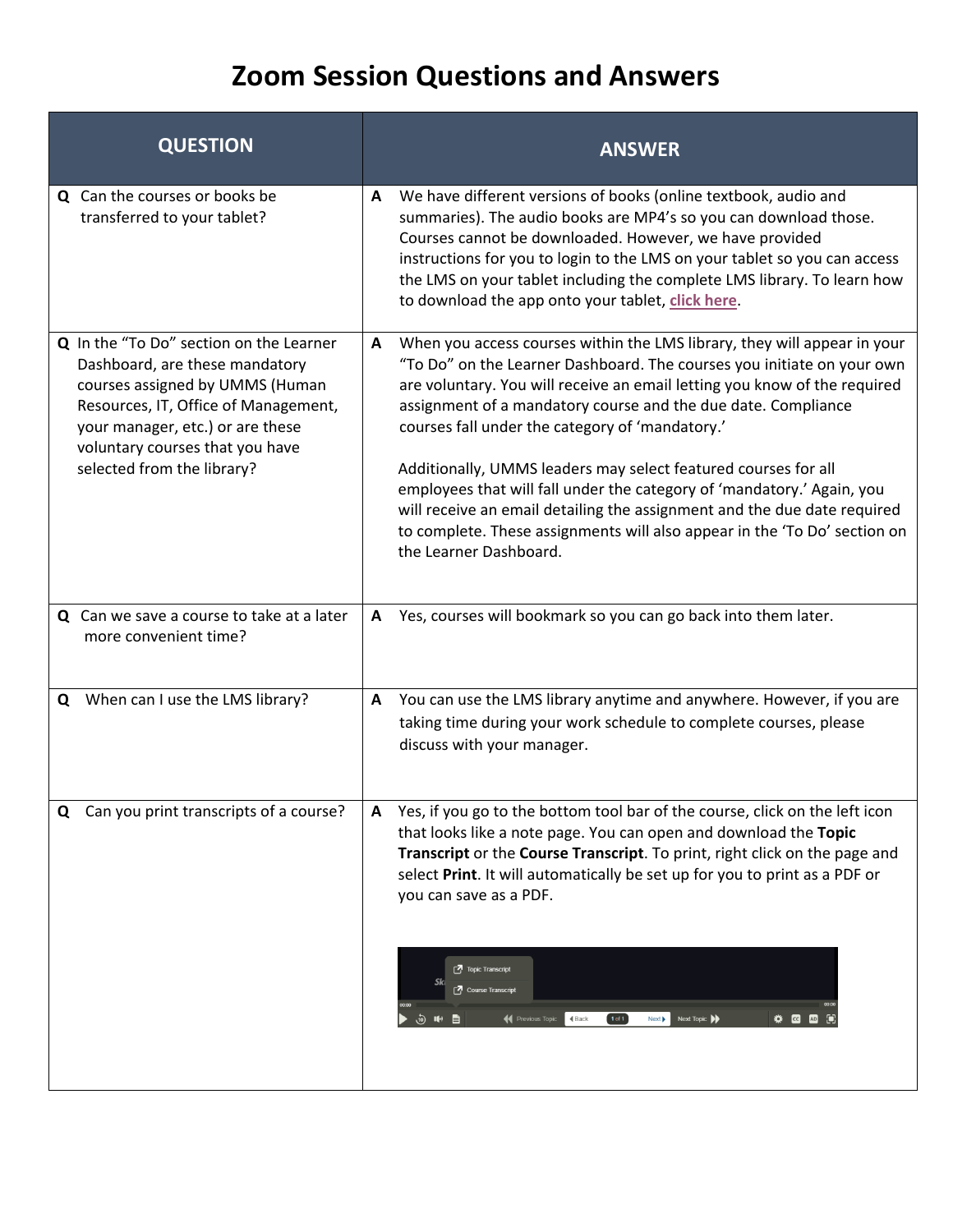# Zoom Session Questions and Answers

| QUESTION | ANSWER |
|---|---|
| **Q** Can the courses or books be transferred to your tablet? | **A** We have different versions of books (online textbook, audio and summaries). The audio books are MP4's so you can download those. Courses cannot be downloaded. However, we have provided instructions for you to login to the LMS on your tablet so you can access the LMS on your tablet including the complete LMS library. To learn how to download the app onto your tablet, **click here**. |
| **Q** In the "To Do" section on the Learner Dashboard, are these mandatory courses assigned by UMMS (Human Resources, IT, Office of Management, your manager, etc.) or are these voluntary courses that you have selected from the library? | **A** When you access courses within the LMS library, they will appear in your "To Do" on the Learner Dashboard. The courses you initiate on your own are voluntary. You will receive an email letting you know of the required assignment of a mandatory course and the due date. Compliance courses fall under the category of 'mandatory.'<br><br>Additionally, UMMS leaders may select featured courses for all employees that will fall under the category of 'mandatory.' Again, you will receive an email detailing the assignment and the due date required to complete. These assignments will also appear in the 'To Do' section on the Learner Dashboard. |
| **Q** Can we save a course to take at a later more convenient time? | **A** Yes, courses will bookmark so you can go back into them later. |
| **Q** When can I use the LMS library? | **A** You can use the LMS library anytime and anywhere. However, if you are taking time during your work schedule to complete courses, please discuss with your manager. |
| **Q** Can you print transcripts of a course? | **A** Yes, if you go to the bottom tool bar of the course, click on the left icon that looks like a note page. You can open and download the **Topic Transcript** or the **Course Transcript**. To print, right click on the page and select **Print**. It will automatically be set up for you to print as a PDF or you can save as a PDF. |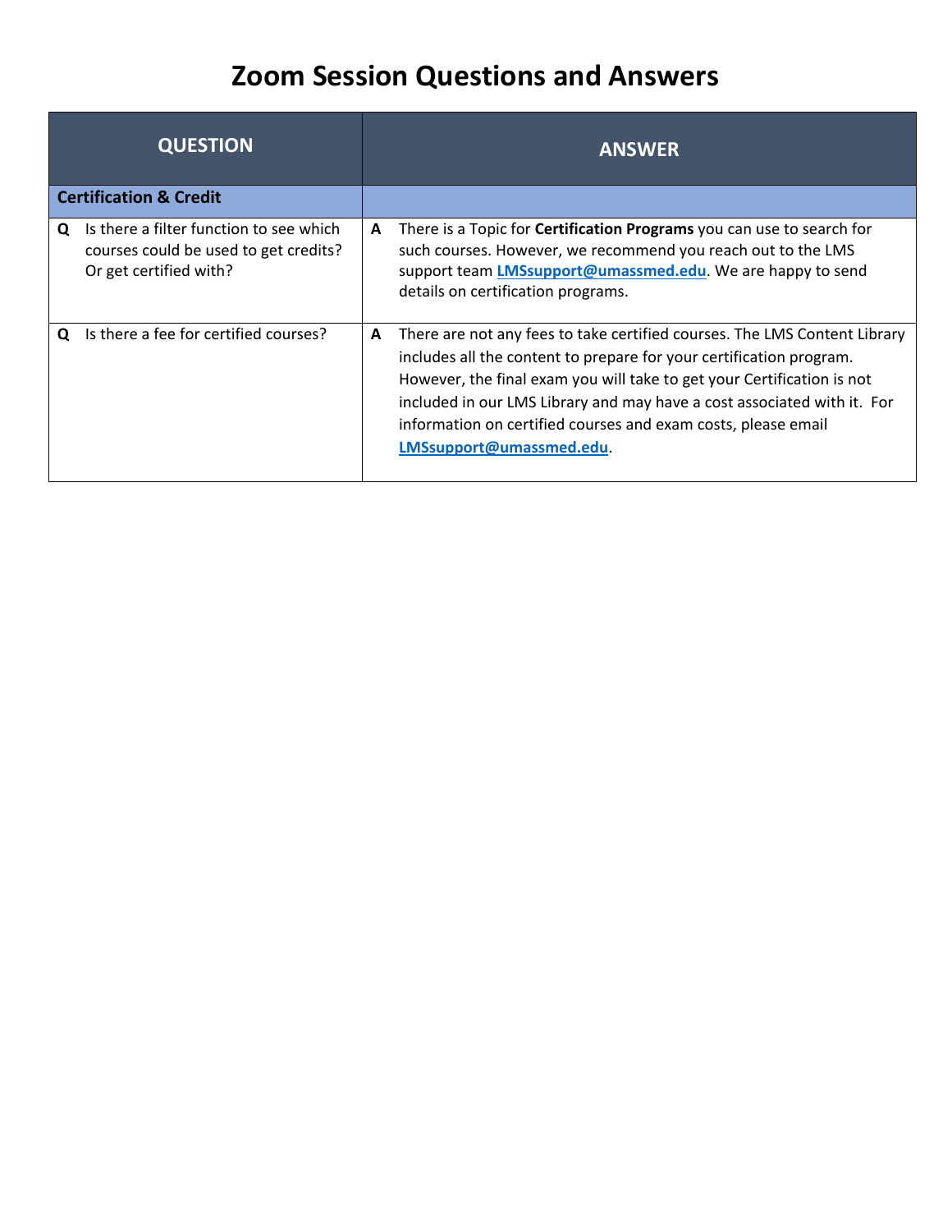# Zoom Session Questions and Answers

| QUESTION | ANSWER |
| --- | --- |
| **Certification & Credit** | |
| **Q** Is there a filter function to see which courses could be used to get credits? Or get certified with? | **A** There is a Topic for **Certification Programs** you can use to search for such courses. However, we recommend you reach out to the LMS support team **LMSsupport@umassmed.edu**. We are happy to send details on certification programs. |
| **Q** Is there a fee for certified courses? | **A** There are not any fees to take certified courses. The LMS Content Library includes all the content to prepare for your certification program. However, the final exam you will take to get your Certification is not included in our LMS Library and may have a cost associated with it. For information on certified courses and exam costs, please email **LMSsupport@umassmed.edu**. |